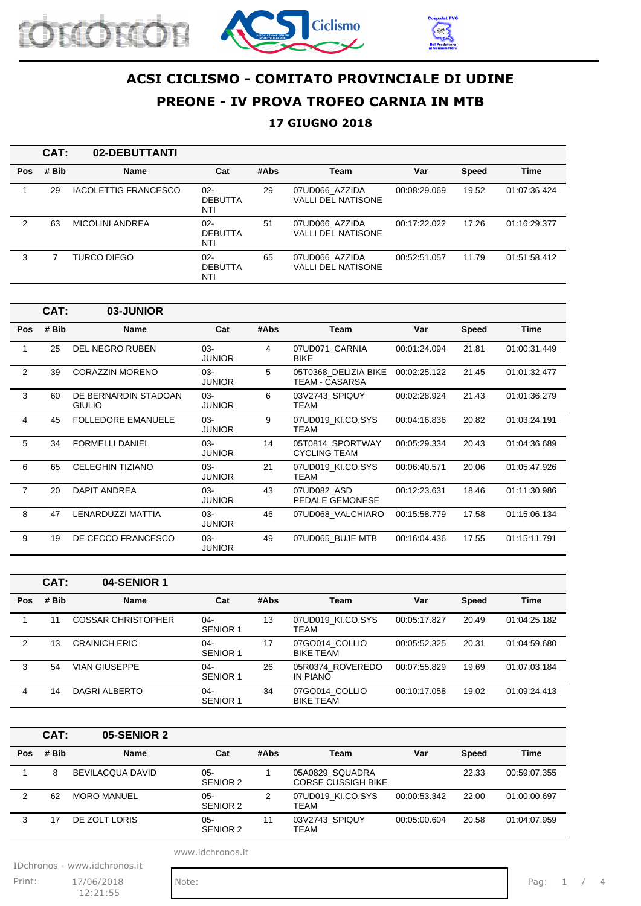# ACSI CICLISMO - COMITATO PROVINCIALE DI UDINE

## PREONE - IV PROVA TROFEO CARNIA IN MTB

### 17 GIUGNO 2018

**CAT: 02-DEBUTTANTI**

| Pos | # Bib | Name | Cat | #Abs | Team | Var | Speed | Time |
|---|---|---|---|---|---|---|---|---|
| 1 | 29 | IACOLETTIG FRANCESCO | 02-DEBUTTANTI | 29 | 07UD066_AZZIDA VALLI DEL NATISONE | 00:08:29.069 | 19.52 | 01:07:36.424 |
| 2 | 63 | MICOLINI ANDREA | 02-DEBUTTANTI | 51 | 07UD066_AZZIDA VALLI DEL NATISONE | 00:17:22.022 | 17.26 | 01:16:29.377 |
| 3 | 7 | TURCO DIEGO | 02-DEBUTTANTI | 65 | 07UD066_AZZIDA VALLI DEL NATISONE | 00:52:51.057 | 11.79 | 01:51:58.412 |

**CAT: 03-JUNIOR**

| Pos | # Bib | Name | Cat | #Abs | Team | Var | Speed | Time |
|---|---|---|---|---|---|---|---|---|
| 1 | 25 | DEL NEGRO RUBEN | 03-JUNIOR | 4 | 07UD071_CARNIA BIKE | 00:01:24.094 | 21.81 | 01:00:31.449 |
| 2 | 39 | CORAZZIN MORENO | 03-JUNIOR | 5 | 05T0368_DELIZIA BIKE TEAM - CASARSA | 00:02:25.122 | 21.45 | 01:01:32.477 |
| 3 | 60 | DE BERNARDIN STADOAN GIULIO | 03-JUNIOR | 6 | 03V2743_SPIQUY TEAM | 00:02:28.924 | 21.43 | 01:01:36.279 |
| 4 | 45 | FOLLEDORE EMANUELE | 03-JUNIOR | 9 | 07UD019_KI.CO.SYS TEAM | 00:04:16.836 | 20.82 | 01:03:24.191 |
| 5 | 34 | FORMELLI DANIEL | 03-JUNIOR | 14 | 05T0814_SPORTWAY CYCLING TEAM | 00:05:29.334 | 20.43 | 01:04:36.689 |
| 6 | 65 | CELEGHIN TIZIANO | 03-JUNIOR | 21 | 07UD019_KI.CO.SYS TEAM | 00:06:40.571 | 20.06 | 01:05:47.926 |
| 7 | 20 | DAPIT ANDREA | 03-JUNIOR | 43 | 07UD082_ASD PEDALE GEMONESE | 00:12:23.631 | 18.46 | 01:11:30.986 |
| 8 | 47 | LENARDUZZI MATTIA | 03-JUNIOR | 46 | 07UD068_VALCHIARO | 00:15:58.779 | 17.58 | 01:15:06.134 |
| 9 | 19 | DE CECCO FRANCESCO | 03-JUNIOR | 49 | 07UD065_BUJE MTB | 00:16:04.436 | 17.55 | 01:15:11.791 |

**CAT: 04-SENIOR 1**

| Pos | # Bib | Name | Cat | #Abs | Team | Var | Speed | Time |
|---|---|---|---|---|---|---|---|---|
| 1 | 11 | COSSAR CHRISTOPHER | 04-SENIOR 1 | 13 | 07UD019_KI.CO.SYS TEAM | 00:05:17.827 | 20.49 | 01:04:25.182 |
| 2 | 13 | CRAINICH ERIC | 04-SENIOR 1 | 17 | 07GO014_COLLIO BIKE TEAM | 00:05:52.325 | 20.31 | 01:04:59.680 |
| 3 | 54 | VIAN GIUSEPPE | 04-SENIOR 1 | 26 | 05R0374_ROVEREDO IN PIANO | 00:07:55.829 | 19.69 | 01:07:03.184 |
| 4 | 14 | DAGRI ALBERTO | 04-SENIOR 1 | 34 | 07GO014_COLLIO BIKE TEAM | 00:10:17.058 | 19.02 | 01:09:24.413 |

**CAT: 05-SENIOR 2**

| Pos | # Bib | Name | Cat | #Abs | Team | Var | Speed | Time |
|---|---|---|---|---|---|---|---|---|
| 1 | 8 | BEVILACQUA DAVID | 05-SENIOR 2 | 1 | 05A0829_SQUADRA CORSE CUSSIGH BIKE | | 22.33 | 00:59:07.355 |
| 2 | 62 | MORO MANUEL | 05-SENIOR 2 | 2 | 07UD019_KI.CO.SYS TEAM | 00:00:53.342 | 22.00 | 01:00:00.697 |
| 3 | 17 | DE ZOLT LORIS | 05-SENIOR 2 | 11 | 03V2743_SPIQUY TEAM | 00:05:00.604 | 20.58 | 01:04:07.959 |

www.idchronos.it

IDchronos - www.idchronos.it

Print: 17/06/2018 12:21:55

Note: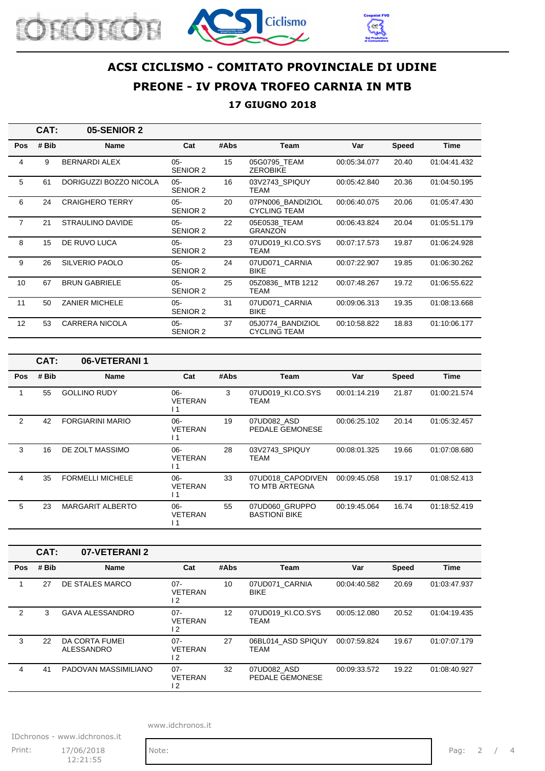# ACSI CICLISMO - COMITATO PROVINCIALE DI UDINE

## PREONE - IV PROVA TROFEO CARNIA IN MTB

### 17 GIUGNO 2018

**CAT: 05-SENIOR 2**

| Pos | # Bib | Name | Cat | #Abs | Team | Var | Speed | Time |
|---|---|---|---|---|---|---|---|---|
| 4 | 9 | BERNARDI ALEX | 05-SENIOR 2 | 15 | 05G0795_TEAM ZEROBIKE | 00:05:34.077 | 20.40 | 01:04:41.432 |
| 5 | 61 | DORIGUZZI BOZZO NICOLA | 05-SENIOR 2 | 16 | 03V2743_SPIQUY TEAM | 00:05:42.840 | 20.36 | 01:04:50.195 |
| 6 | 24 | CRAIGHERO TERRY | 05-SENIOR 2 | 20 | 07PN006_BANDIZIOL CYCLING TEAM | 00:06:40.075 | 20.06 | 01:05:47.430 |
| 7 | 21 | STRAULINO DAVIDE | 05-SENIOR 2 | 22 | 05E0538_TEAM GRANZON | 00:06:43.824 | 20.04 | 01:05:51.179 |
| 8 | 15 | DE RUVO LUCA | 05-SENIOR 2 | 23 | 07UD019_KI.CO.SYS TEAM | 00:07:17.573 | 19.87 | 01:06:24.928 |
| 9 | 26 | SILVERIO PAOLO | 05-SENIOR 2 | 24 | 07UD071_CARNIA BIKE | 00:07:22.907 | 19.85 | 01:06:30.262 |
| 10 | 67 | BRUN GABRIELE | 05-SENIOR 2 | 25 | 05Z0836_ MTB 1212 TEAM | 00:07:48.267 | 19.72 | 01:06:55.622 |
| 11 | 50 | ZANIER MICHELE | 05-SENIOR 2 | 31 | 07UD071_CARNIA BIKE | 00:09:06.313 | 19.35 | 01:08:13.668 |
| 12 | 53 | CARRERA NICOLA | 05-SENIOR 2 | 37 | 05J0774_BANDIZIOL CYCLING TEAM | 00:10:58.822 | 18.83 | 01:10:06.177 |

**CAT: 06-VETERANI 1**

| Pos | # Bib | Name | Cat | #Abs | Team | Var | Speed | Time |
|---|---|---|---|---|---|---|---|---|
| 1 | 55 | GOLLINO RUDY | 06-VETERANI 1 | 3 | 07UD019_KI.CO.SYS TEAM | 00:01:14.219 | 21.87 | 01:00:21.574 |
| 2 | 42 | FORGIARINI MARIO | 06-VETERANI 1 | 19 | 07UD082_ASD PEDALE GEMONESE | 00:06:25.102 | 20.14 | 01:05:32.457 |
| 3 | 16 | DE ZOLT MASSIMO | 06-VETERANI 1 | 28 | 03V2743_SPIQUY TEAM | 00:08:01.325 | 19.66 | 01:07:08.680 |
| 4 | 35 | FORMELLI MICHELE | 06-VETERANI 1 | 33 | 07UD018_CAPODIVENTO MTB ARTEGNA | 00:09:45.058 | 19.17 | 01:08:52.413 |
| 5 | 23 | MARGARIT ALBERTO | 06-VETERANI 1 | 55 | 07UD060_GRUPPO BASTIONI BIKE | 00:19:45.064 | 16.74 | 01:18:52.419 |

**CAT: 07-VETERANI 2**

| Pos | # Bib | Name | Cat | #Abs | Team | Var | Speed | Time |
|---|---|---|---|---|---|---|---|---|
| 1 | 27 | DE STALES MARCO | 07-VETERANI 2 | 10 | 07UD071_CARNIA BIKE | 00:04:40.582 | 20.69 | 01:03:47.937 |
| 2 | 3 | GAVA ALESSANDRO | 07-VETERANI 2 | 12 | 07UD019_KI.CO.SYS TEAM | 00:05:12.080 | 20.52 | 01:04:19.435 |
| 3 | 22 | DA CORTA FUMEI ALESSANDRO | 07-VETERANI 2 | 27 | 06BL014_ASD SPIQUY TEAM | 00:07:59.824 | 19.67 | 01:07:07.179 |
| 4 | 41 | PADOVAN MASSIMILIANO | 07-VETERANI 2 | 32 | 07UD082_ASD PEDALE GEMONESE | 00:09:33.572 | 19.22 | 01:08:40.927 |

Note: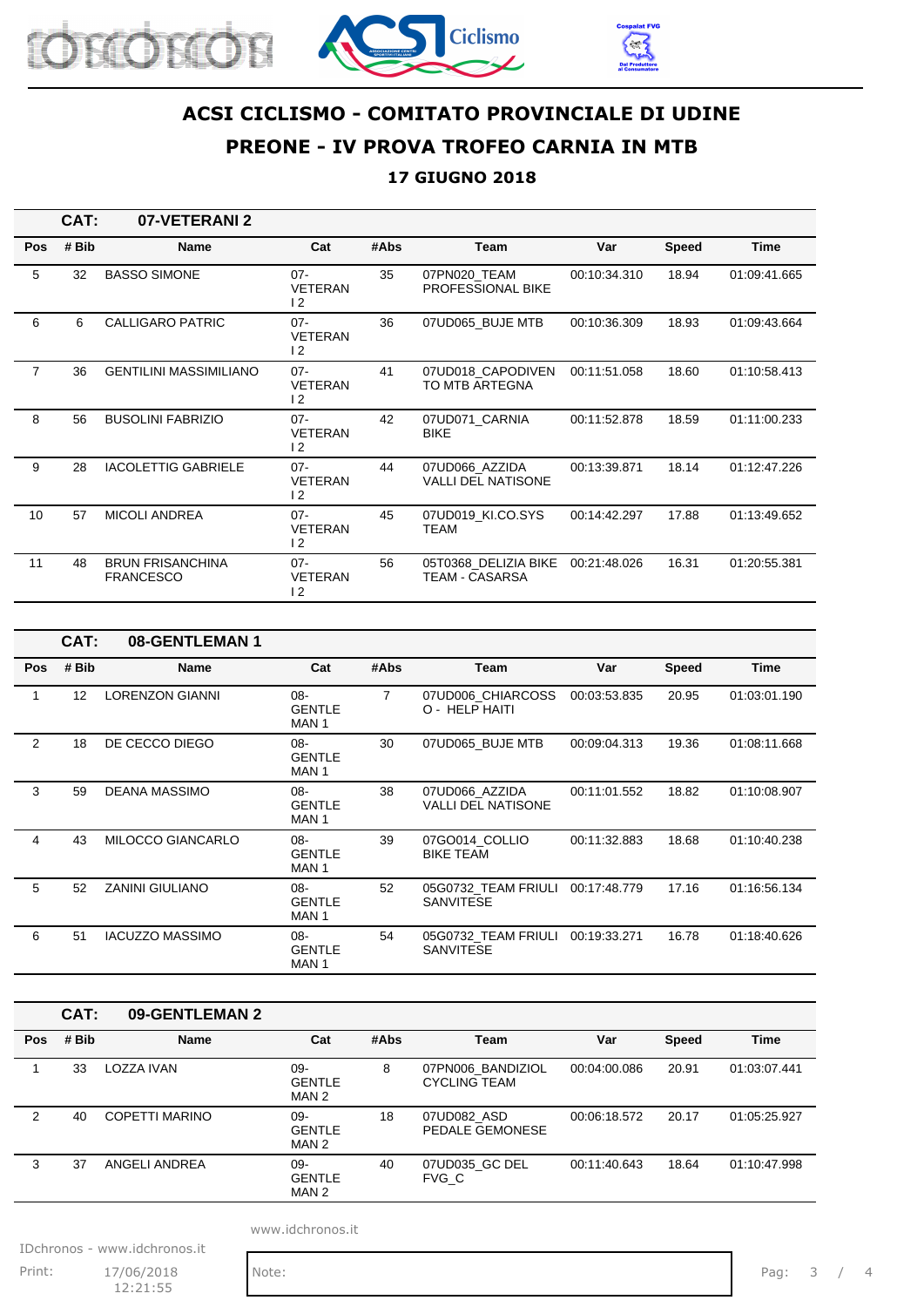# ACSI CICLISMO - COMITATO PROVINCIALE DI UDINE

## PREONE - IV PROVA TROFEO CARNIA IN MTB

### 17 GIUGNO 2018

**CAT: 07-VETERANI 2**

| Pos | # Bib | Name | Cat | #Abs | Team | Var | Speed | Time |
|---|---|---|---|---|---|---|---|---|
| 5 | 32 | BASSO SIMONE | 07-VETERANI 2 | 35 | 07PN020_TEAM PROFESSIONAL BIKE | 00:10:34.310 | 18.94 | 01:09:41.665 |
| 6 | 6 | CALLIGARO PATRIC | 07-VETERANI 2 | 36 | 07UD065_BUJE MTB | 00:10:36.309 | 18.93 | 01:09:43.664 |
| 7 | 36 | GENTILINI MASSIMILIANO | 07-VETERANI 2 | 41 | 07UD018_CAPODIVENTO MTB ARTEGNA | 00:11:51.058 | 18.60 | 01:10:58.413 |
| 8 | 56 | BUSOLINI FABRIZIO | 07-VETERANI 2 | 42 | 07UD071_CARNIA BIKE | 00:11:52.878 | 18.59 | 01:11:00.233 |
| 9 | 28 | IACOLETTIG GABRIELE | 07-VETERANI 2 | 44 | 07UD066_AZZIDA VALLI DEL NATISONE | 00:13:39.871 | 18.14 | 01:12:47.226 |
| 10 | 57 | MICOLI ANDREA | 07-VETERANI 2 | 45 | 07UD019_KI.CO.SYS TEAM | 00:14:42.297 | 17.88 | 01:13:49.652 |
| 11 | 48 | BRUN FRISANCHINA FRANCESCO | 07-VETERANI 2 | 56 | 05T0368_DELIZIA BIKE TEAM - CASARSA | 00:21:48.026 | 16.31 | 01:20:55.381 |

**CAT: 08-GENTLEMAN 1**

| Pos | # Bib | Name | Cat | #Abs | Team | Var | Speed | Time |
|---|---|---|---|---|---|---|---|---|
| 1 | 12 | LORENZON GIANNI | 08-GENTLEMAN 1 | 7 | 07UD006_CHIARCOSSO - HELP HAITI | 00:03:53.835 | 20.95 | 01:03:01.190 |
| 2 | 18 | DE CECCO DIEGO | 08-GENTLEMAN 1 | 30 | 07UD065_BUJE MTB | 00:09:04.313 | 19.36 | 01:08:11.668 |
| 3 | 59 | DEANA MASSIMO | 08-GENTLEMAN 1 | 38 | 07UD066_AZZIDA VALLI DEL NATISONE | 00:11:01.552 | 18.82 | 01:10:08.907 |
| 4 | 43 | MILOCCO GIANCARLO | 08-GENTLEMAN 1 | 39 | 07GO014_COLLIO BIKE TEAM | 00:11:32.883 | 18.68 | 01:10:40.238 |
| 5 | 52 | ZANINI GIULIANO | 08-GENTLEMAN 1 | 52 | 05G0732_TEAM FRIULI SANVITESE | 00:17:48.779 | 17.16 | 01:16:56.134 |
| 6 | 51 | IACUZZO MASSIMO | 08-GENTLEMAN 1 | 54 | 05G0732_TEAM FRIULI SANVITESE | 00:19:33.271 | 16.78 | 01:18:40.626 |

**CAT: 09-GENTLEMAN 2**

| Pos | # Bib | Name | Cat | #Abs | Team | Var | Speed | Time |
|---|---|---|---|---|---|---|---|---|
| 1 | 33 | LOZZA IVAN | 09-GENTLEMAN 2 | 8 | 07PN006_BANDIZIOL CYCLING TEAM | 00:04:00.086 | 20.91 | 01:03:07.441 |
| 2 | 40 | COPETTI MARINO | 09-GENTLEMAN 2 | 18 | 07UD082_ASD PEDALE GEMONESE | 00:06:18.572 | 20.17 | 01:05:25.927 |
| 3 | 37 | ANGELI ANDREA | 09-GENTLEMAN 2 | 40 | 07UD035_GC DEL FVG_C | 00:11:40.643 | 18.64 | 01:10:47.998 |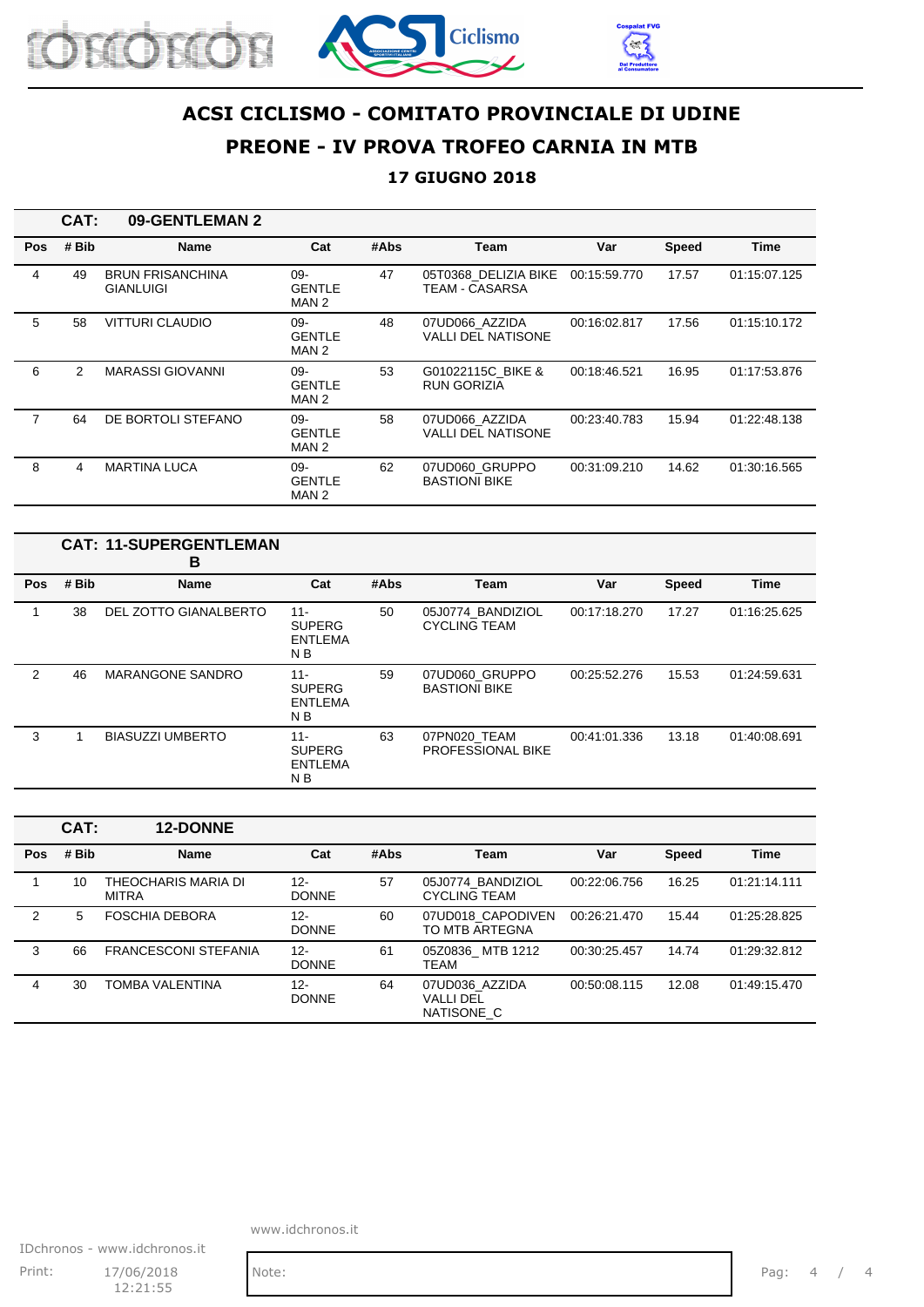# ACSI CICLISMO - COMITATO PROVINCIALE DI UDINE

## PREONE - IV PROVA TROFEO CARNIA IN MTB

### 17 GIUGNO 2018

**CAT: 09-GENTLEMAN 2**

| Pos | # Bib | Name | Cat | #Abs | Team | Var | Speed | Time |
|---|---|---|---|---|---|---|---|---|
| 4 | 49 | BRUN FRISANCHINA GIANLUIGI | 09-GENTLEMAN 2 | 47 | 05T0368_DELIZIA BIKE TEAM - CASARSA | 00:15:59.770 | 17.57 | 01:15:07.125 |
| 5 | 58 | VITTURI CLAUDIO | 09-GENTLEMAN 2 | 48 | 07UD066_AZZIDA VALLI DEL NATISONE | 00:16:02.817 | 17.56 | 01:15:10.172 |
| 6 | 2 | MARASSI GIOVANNI | 09-GENTLEMAN 2 | 53 | G01022115C_BIKE & RUN GORIZIA | 00:18:46.521 | 16.95 | 01:17:53.876 |
| 7 | 64 | DE BORTOLI STEFANO | 09-GENTLEMAN 2 | 58 | 07UD066_AZZIDA VALLI DEL NATISONE | 00:23:40.783 | 15.94 | 01:22:48.138 |
| 8 | 4 | MARTINA LUCA | 09-GENTLEMAN 2 | 62 | 07UD060_GRUPPO BASTIONI BIKE | 00:31:09.210 | 14.62 | 01:30:16.565 |

**CAT: 11-SUPERGENTLEMAN B**

| Pos | # Bib | Name | Cat | #Abs | Team | Var | Speed | Time |
|---|---|---|---|---|---|---|---|---|
| 1 | 38 | DEL ZOTTO GIANALBERTO | 11-SUPERGENTLEMAN B | 50 | 05J0774_BANDIZIOL CYCLING TEAM | 00:17:18.270 | 17.27 | 01:16:25.625 |
| 2 | 46 | MARANGONE SANDRO | 11-SUPERGENTLEMAN B | 59 | 07UD060_GRUPPO BASTIONI BIKE | 00:25:52.276 | 15.53 | 01:24:59.631 |
| 3 | 1 | BIASUZZI UMBERTO | 11-SUPERGENTLEMAN B | 63 | 07PN020_TEAM PROFESSIONAL BIKE | 00:41:01.336 | 13.18 | 01:40:08.691 |

**CAT: 12-DONNE**

| Pos | # Bib | Name | Cat | #Abs | Team | Var | Speed | Time |
|---|---|---|---|---|---|---|---|---|
| 1 | 10 | THEOCHARIS MARIA DI MITRA | 12-DONNE | 57 | 05J0774_BANDIZIOL CYCLING TEAM | 00:22:06.756 | 16.25 | 01:21:14.111 |
| 2 | 5 | FOSCHIA DEBORA | 12-DONNE | 60 | 07UD018_CAPODIVENTO MTB ARTEGNA | 00:26:21.470 | 15.44 | 01:25:28.825 |
| 3 | 66 | FRANCESCONI STEFANIA | 12-DONNE | 61 | 05Z0836_ MTB 1212 TEAM | 00:30:25.457 | 14.74 | 01:29:32.812 |
| 4 | 30 | TOMBA VALENTINA | 12-DONNE | 64 | 07UD036_AZZIDA VALLI DEL NATISONE_C | 00:50:08.115 | 12.08 | 01:49:15.470 |

www.idchronos.it

IDchronos - www.idchronos.it

Print: 17/06/2018 12:21:55

Note: